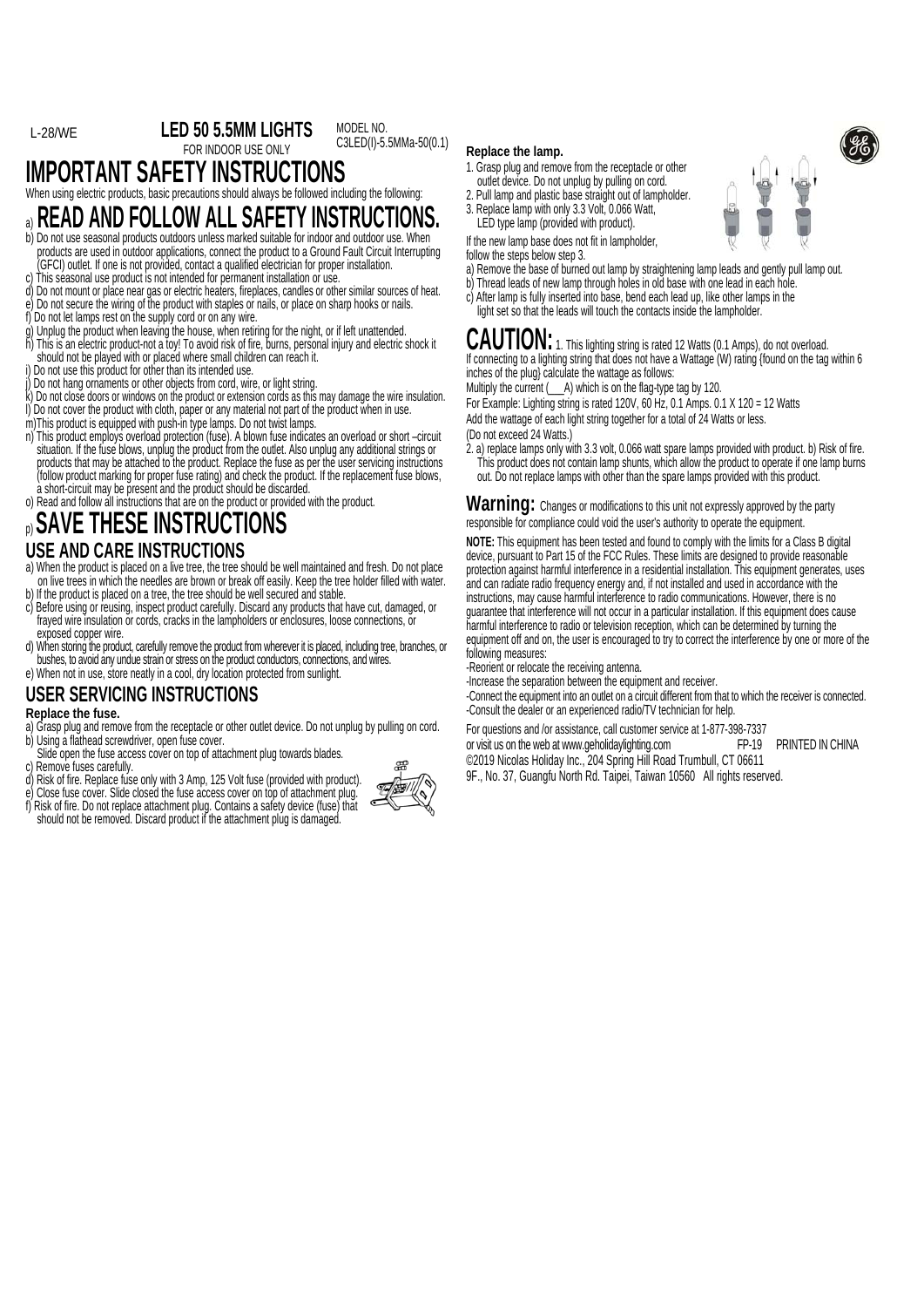L-28/WE

**LED 50 5.5MM LIGHTS**

FOR INDOOR USE ONLY

MODEL NO.
C3LED(I)-5.5MMa-50(0.1)

# IMPORTANT SAFETY INSTRUCTIONS

When using electric products, basic precautions should always be followed including the following:

## a) READ AND FOLLOW ALL SAFETY INSTRUCTIONS.

b) Do not use seasonal products outdoors unless marked suitable for indoor and outdoor use. When products are used in outdoor applications, connect the product to a Ground Fault Circuit Interrupting (GFCI) outlet. If one is not provided, contact a qualified electrician for proper installation.
c) This seasonal use product is not intended for permanent installation or use.
d) Do not mount or place near gas or electric heaters, fireplaces, candles or other similar sources of heat.
e) Do not secure the wiring of the product with staples or nails, or place on sharp hooks or nails.
f) Do not let lamps rest on the supply cord or on any wire.
g) Unplug the product when leaving the house, when retiring for the night, or if left unattended.
h) This is an electric product-not a toy! To avoid risk of fire, burns, personal injury and electric shock it should not be played with or placed where small children can reach it.
i) Do not use this product for other than its intended use.
j) Do not hang ornaments or other objects from cord, wire, or light string.
k) Do not close doors or windows on the product or extension cords as this may damage the wire insulation.
l) Do not cover the product with cloth, paper or any material not part of the product when in use.
m) This product is equipped with push-in type lamps. Do not twist lamps.
n) This product employs overload protection (fuse). A blown fuse indicates an overload or short –circuit situation. If the fuse blows, unplug the product from the outlet. Also unplug any additional strings or products that may be attached to the product. Replace the fuse as per the user servicing instructions (follow product marking for proper fuse rating) and check the product. If the replacement fuse blows, a short-circuit may be present and the product should be discarded.
o) Read and follow all instructions that are on the product or provided with the product.

## p) SAVE THESE INSTRUCTIONS

## USE AND CARE INSTRUCTIONS

a) When the product is placed on a live tree, the tree should be well maintained and fresh. Do not place on live trees in which the needles are brown or break off easily. Keep the tree holder filled with water.
b) If the product is placed on a tree, the tree should be well secured and stable.
c) Before using or reusing, inspect product carefully. Discard any products that have cut, damaged, or frayed wire insulation or cords, cracks in the lampholders or enclosures, loose connections, or exposed copper wire.
d) When storing the product, carefully remove the product from wherever it is placed, including tree, branches, or bushes, to avoid any undue strain or stress on the product conductors, connections, and wires.
e) When not in use, store neatly in a cool, dry location protected from sunlight.

## USER SERVICING INSTRUCTIONS

**Replace the fuse.**

a) Grasp plug and remove from the receptacle or other outlet device. Do not unplug by pulling on cord.
b) Using a flathead screwdriver, open fuse cover.
Slide open the fuse access cover on top of attachment plug towards blades.
c) Remove fuses carefully.
d) Risk of fire. Replace fuse only with 3 Amp, 125 Volt fuse (provided with product).
e) Close fuse cover. Slide closed the fuse access cover on top of attachment plug.
f) Risk of fire. Do not replace attachment plug. Contains a safety device (fuse) that should not be removed. Discard product if the attachment plug is damaged.

**Replace the lamp.**

1. Grasp plug and remove from the receptacle or other outlet device. Do not unplug by pulling on cord.
2. Pull lamp and plastic base straight out of lampholder.
3. Replace lamp with only 3.3 Volt, 0.066 Watt, LED type lamp (provided with product).

If the new lamp base does not fit in lampholder, follow the steps below step 3.

a) Remove the base of burned out lamp by straightening lamp leads and gently pull lamp out.
b) Thread leads of new lamp through holes in old base with one lead in each hole.
c) After lamp is fully inserted into base, bend each lead up, like other lamps in the light set so that the leads will touch the contacts inside the lampholder.

**CAUTION:** 1. This lighting string is rated 12 Watts (0.1 Amps), do not overload.
If connecting to a lighting string that does not have a Wattage (W) rating {found on the tag within 6 inches of the plug} calculate the wattage as follows:
Multiply the current (___A) which is on the flag-type tag by 120.
For Example: Lighting string is rated 120V, 60 Hz, 0.1 Amps. 0.1 X 120 = 12 Watts
Add the wattage of each light string together for a total of 24 Watts or less.
(Do not exceed 24 Watts.)
2. a) replace lamps only with 3.3 volt, 0.066 watt spare lamps provided with product. b) Risk of fire. This product does not contain lamp shunts, which allow the product to operate if one lamp burns out. Do not replace lamps with other than the spare lamps provided with this product.

**Warning:** Changes or modifications to this unit not expressly approved by the party responsible for compliance could void the user's authority to operate the equipment.

**NOTE:** This equipment has been tested and found to comply with the limits for a Class B digital device, pursuant to Part 15 of the FCC Rules. These limits are designed to provide reasonable protection against harmful interference in a residential installation. This equipment generates, uses and can radiate radio frequency energy and, if not installed and used in accordance with the instructions, may cause harmful interference to radio communications. However, there is no guarantee that interference will not occur in a particular installation. If this equipment does cause harmful interference to radio or television reception, which can be determined by turning the equipment off and on, the user is encouraged to try to correct the interference by one or more of the following measures:
-Reorient or relocate the receiving antenna.
-Increase the separation between the equipment and receiver.
-Connect the equipment into an outlet on a circuit different from that to which the receiver is connected.
-Consult the dealer or an experienced radio/TV technician for help.

For questions and /or assistance, call customer service at 1-877-398-7337
or visit us on the web at www.geholidaylighting.com FP-19 PRINTED IN CHINA
©2019 Nicolas Holiday Inc., 204 Spring Hill Road Trumbull, CT 06611
9F., No. 37, Guangfu North Rd. Taipei, Taiwan 10560 All rights reserved.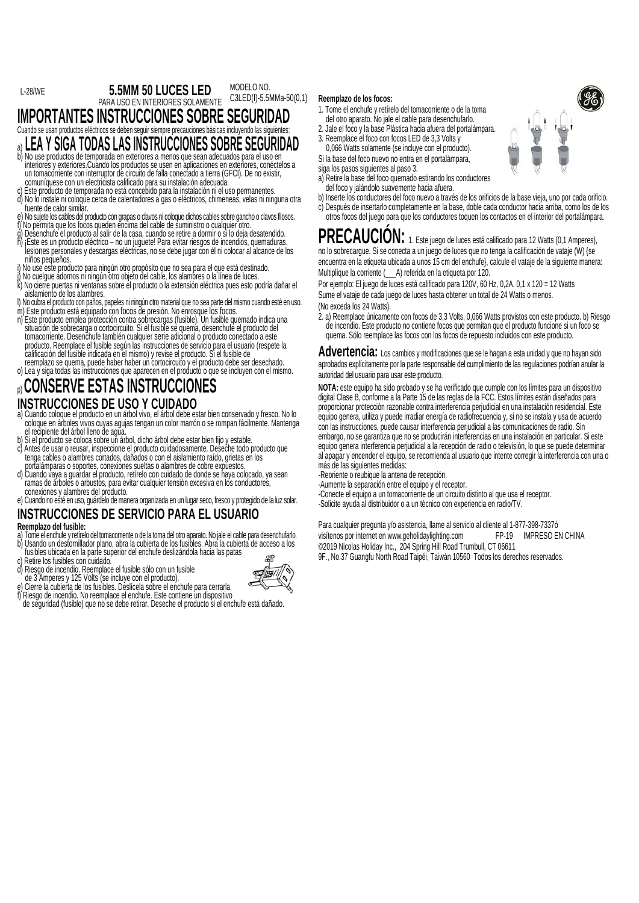L-28/WE

**5.5MM 50 LUCES LED**
PARA USO EN INTERIORES SOLAMENTE

MODELO NO.
C3LED(I)-5.5MMa-50(0,1)

# IMPORTANTES INSTRUCCIONES SOBRE SEGURIDAD

Cuando se usan productos eléctricos se deben seguir siempre precauciones básicas incluyendo las siguientes:

a) **LEA Y SIGA TODAS LAS INSTRUCCIONES SOBRE SEGURIDAD**

b) No use productos de temporada en exteriores a menos que sean adecuados para el uso en interiores y exteriores.Cuando los productos se usen en aplicaciones en exteriores, conéctelos a un tomacorriente con interruptor de circuito de falla conectado a tierra (GFCI). De no existir, comuníquese con un electricista calificado para su instalación adecuada.
c) Este producto de temporada no está concebido para la instalación ni el uso permanentes.
d) No lo instale ni coloque cerca de calentadores a gas o eléctricos, chimeneas, velas ni ninguna otra fuente de calor similar.
e) No sujete los cables del producto con grapas o clavos ni coloque dichos cables sobre gancho o clavos filosos.
f) No permita que los focos queden encima del cable de suministro o cualquier otro.
g) Desenchufe el producto al salir de la casa, cuando se retire a dormir o si lo deja desatendido.
h) ¡Este es un producto eléctrico – no un juguete! Para evitar riesgos de incendios, quemaduras, lesiones personales y descargas eléctricas, no se debe jugar con él ni colocar al alcance de los niños pequeños.
i) No use este producto para ningún otro propósito que no sea para el que está destinado.
j) No cuelgue adornos ni ningún otro objeto del cable, los alambres o la línea de luces.
k) No cierre puertas ni ventanas sobre el producto o la extensión eléctrica pues esto podría dañar el aislamiento de los alambres.
l) No cubra el producto con paños, papeles ni ningún otro material que no sea parte del mismo cuando esté en uso.
m) Este producto está equipado con focos de presión. No enrosque los focos.
n) Este producto emplea protección contra sobrecargas (fusible). Un fusible quemado indica una situación de sobrecarga o cortocircuito. Si el fusible se quema, desenchufe el producto del tomacorriente. Desenchufe también cualquier serie adicional o producto conectado a este producto. Reemplace el fusible según las instrucciones de servicio para el usuario (respete la calificación del fusible indicada en el mismo) y revise el producto. Si el fusible de reemplazo se quema, puede haber haber un cortocircuito y el producto debe ser desechado.
o) Lea y siga todas las instrucciones que aparecen en el producto o que se incluyen con el mismo.

p) **CONSERVE ESTAS INSTRUCCIONES**

## INSTRUCCIONES DE USO Y CUIDADO

a) Cuando coloque el producto en un árbol vivo, el árbol debe estar bien conservado y fresco. No lo coloque en árboles vivos cuyas agujas tengan un color marrón o se rompan fácilmente. Mantenga el recipiente del árbol lleno de agua.
b) Si el producto se coloca sobre un árbol, dicho árbol debe estar bien fijo y estable.
c) Antes de usar o reusar, inspeccione el producto cuidadosamente. Deseche todo producto que tenga cables o alambres cortados, dañados o con el aislamiento raído, grietas en los portalámparas o soportes, conexiones sueltas o alambres de cobre expuestos.
d) Cuando vaya a guardar el producto, retírelo con cuidado de donde se haya colocado, ya sean ramas de árboles o arbustos, para evitar cualquier tensión excesiva en los conductores, conexiones y alambres del producto.
e) Cuando no esté en uso, guárdelo de manera organizada en un lugar seco, fresco y protegido de la luz solar.

## INSTRUCCIONES DE SERVICIO PARA EL USUARIO

**Reemplazo del fusible:**

a) Tome el enchufe y retírelo del tomacorriente o de la toma del otro aparato. No jale el cable para desenchufarlo.
b) Usando un destornillador plano, abra la cubierta de los fusibles. Abra la cubierta de acceso a los fusibles ubicada en la parte superior del enchufe deslizándola hacia las patas
c) Retire los fusibles con cuidado.
d) Riesgo de incendio. Reemplace el fusible sólo con un fusible de 3 Amperes y 125 Volts (se incluye con el producto).
e) Cierre la cubierta de los fusibles. Deslícela sobre el enchufe para cerrarla.
f) Riesgo de incendio. No reemplace el enchufe. Este contiene un dispositivo de seguridad (fusible) que no se debe retirar. Deseche el producto si el enchufe está dañado.

**Reemplazo de los focos:**

1. Tome el enchufe y retírelo del tomacorriente o de la toma del otro aparato. No jale el cable para desenchufarlo.
2. Jale el foco y la base Plástica hacia afuera del portalámpara.
3. Reemplace el foco con focos LED de 3,3 Volts y 0,066 Watts solamente (se incluye con el producto).

Si la base del foco nuevo no entra en el portalámpara, siga los pasos siguientes al paso 3.

a) Retire la base del foco quemado estirando los conductores del foco y jalándolo suavemente hacia afuera.
b) Inserte los conductores del foco nuevo a través de los orificios de la base vieja, uno por cada orificio.
c) Después de insertarlo completamente en la base, doble cada conductor hacia arriba, como los de los otros focos del juego para que los conductores toquen los contactos en el interior del portalámpara.

**PRECAUCIÓN:** 1. Este juego de luces está calificado para 12 Watts (0,1 Amperes), no lo sobrecargue. Si se conecta a un juego de luces que no tenga la calificación de vatage (W) {se encuentra en la etiqueta ubicada a unos 15 cm del enchufe}, calcule el vataje de la siguiente manera: Multiplique la corriente (___A) referida en la etiqueta por 120.

Por ejemplo: El juego de luces está calificado para 120V, 60 Hz, 0,2A. 0,1 x 120 = 12 Watts

Sume el vataje de cada juego de luces hasta obtener un total de 24 Watts o menos.

(No exceda los 24 Watts).

2. a) Reemplace únicamente con focos de 3,3 Volts, 0,066 Watts provistos con este producto. b) Riesgo de incendio. Este producto no contiene focos que permitan que el producto funcione si un foco se quema. Sólo reemplace las focos con los focos de repuesto incluidos con este producto.

**Advertencia:** Los cambios y modificaciones que se le hagan a esta unidad y que no hayan sido aprobados explícitamente por la parte responsable del cumplimiento de las regulaciones podrían anular la autoridad del usuario para usar este producto.

**NOTA:** este equipo ha sido probado y se ha verificado que cumple con los límites para un dispositivo digital Clase B, conforme a la Parte 15 de las reglas de la FCC. Estos límites están diseñados para proporcionar protección razonable contra interferencia perjudicial en una instalación residencial. Este equipo genera, utiliza y puede irradiar energía de radiofrecuencia y, si no se instala y usa de acuerdo con las instrucciones, puede causar interferencia perjudicial a las comunicaciones de radio. Sin embargo, no se garantiza que no se producirán interferencias en una instalación en particular. Si este equipo genera interferencia perjudicial a la recepción de radio o televisión, lo que se puede determinar al apagar y encender el equipo, se recomienda al usuario que intente corregir la interferencia con una o más de las siguientes medidas:

-Reoriente o reubique la antena de recepción.
-Aumente la separación entre el equipo y el receptor.
-Conecte el equipo a un tomacorriente de un circuito distinto al que usa el receptor.
-Solicite ayuda al distribuidor o a un técnico con experiencia en radio/TV.

Para cualquier pregunta y/o asistencia, llame al servicio al cliente al 1-877-398-73376
visítenos por internet en www.geholidaylighting.com FP-19 IMPRESO EN CHINA
©2019 Nicolas Holiday Inc., 204 Spring Hill Road Trumbull, CT 06611
9F., No.37 Guangfu North Road Taipéi, Taiwán 10560 Todos los derechos reservados.